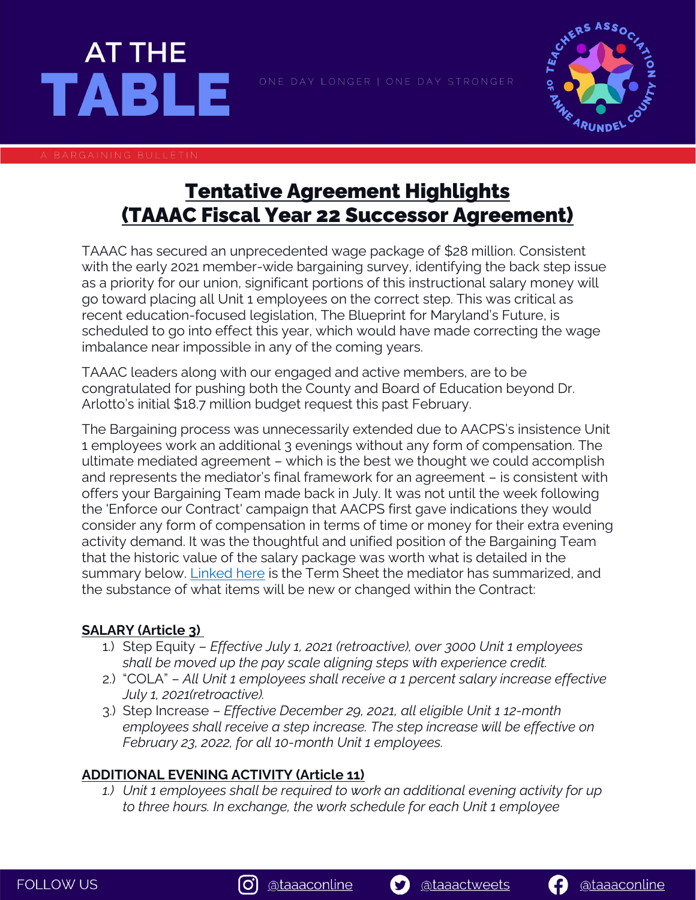# AT THE TABLE

ONE DAY LONGER | ONE DAY STRONGER

A BARGAINING BULLETIN

## Tentative Agreement Highlights (TAAAC Fiscal Year 22 Successor Agreement)

TAAAC has secured an unprecedented wage package of $28 million. Consistent with the early 2021 member-wide bargaining survey, identifying the back step issue as a priority for our union, significant portions of this instructional salary money will go toward placing all Unit 1 employees on the correct step. This was critical as recent education-focused legislation, The Blueprint for Maryland's Future, is scheduled to go into effect this year, which would have made correcting the wage imbalance near impossible in any of the coming years.

TAAAC leaders along with our engaged and active members, are to be congratulated for pushing both the County and Board of Education beyond Dr. Arlotto's initial $18.7 million budget request this past February.

The Bargaining process was unnecessarily extended due to AACPS's insistence Unit 1 employees work an additional 3 evenings without any form of compensation. The ultimate mediated agreement – which is the best we thought we could accomplish and represents the mediator's final framework for an agreement – is consistent with offers your Bargaining Team made back in July. It was not until the week following the 'Enforce our Contract' campaign that AACPS first gave indications they would consider any form of compensation in terms of time or money for their extra evening activity demand. It was the thoughtful and unified position of the Bargaining Team that the historic value of the salary package was worth what is detailed in the summary below. Linked here is the Term Sheet the mediator has summarized, and the substance of what items will be new or changed within the Contract:

### SALARY (Article 3)

1.) Step Equity – *Effective July 1, 2021 (retroactive), over 3000 Unit 1 employees shall be moved up the pay scale aligning steps with experience credit.*
2.) "COLA" – *All Unit 1 employees shall receive a 1 percent salary increase effective July 1, 2021(retroactive).*
3.) Step Increase – *Effective December 29, 2021, all eligible Unit 1 12-month employees shall receive a step increase. The step increase will be effective on February 23, 2022, for all 10-month Unit 1 employees.*

### ADDITIONAL EVENING ACTIVITY (Article 11)

1.) *Unit 1 employees shall be required to work an additional evening activity for up to three hours. In exchange, the work schedule for each Unit 1 employee*

FOLLOW US @taaaconline @taaactweets @taaaconline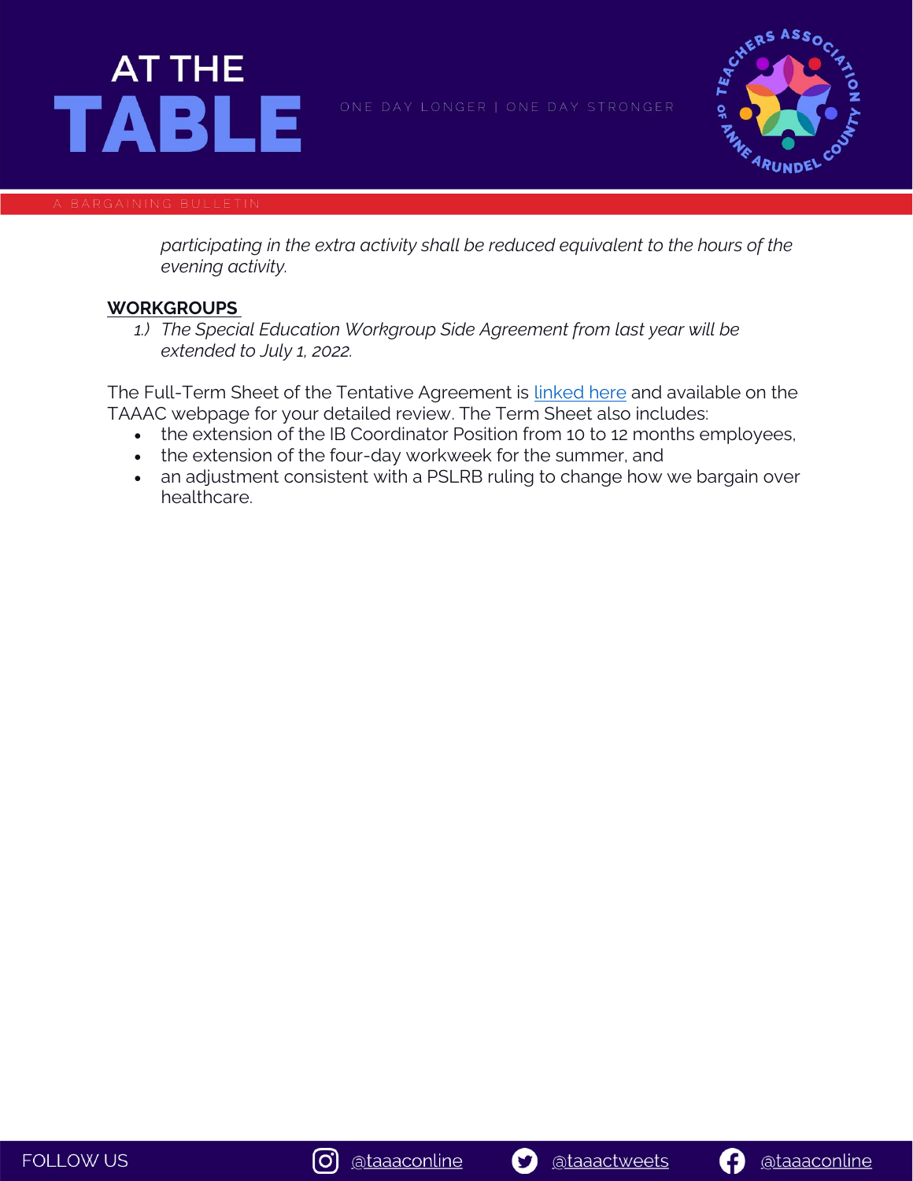*participating in the extra activity shall be reduced equivalent to the hours of the evening activity.*

**WORKGROUPS**

1.) *The Special Education Workgroup Side Agreement from last year will be extended to July 1, 2022.*

The Full-Term Sheet of the Tentative Agreement is linked here and available on the TAAAC webpage for your detailed review. The Term Sheet also includes:

- the extension of the IB Coordinator Position from 10 to 12 months employees,
- the extension of the four-day workweek for the summer, and
- an adjustment consistent with a PSLRB ruling to change how we bargain over healthcare.